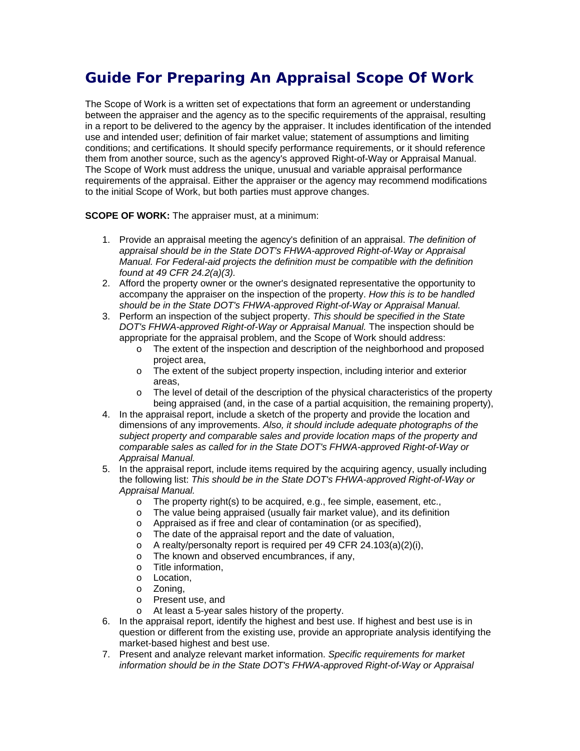# Guide For Preparing An Appraisal Scope Of Work

The Scope of Work is a written set of expectations that form an agreement or understanding between the appraiser and the agency as to the specific requirements of the appraisal, resulting in a report to be delivered to the agency by the appraiser. It includes identification of the intended use and intended user; definition of fair market value; statement of assumptions and limiting conditions; and certifications. It should specify performance requirements, or it should reference them from another source, such as the agency's approved Right-of-Way or Appraisal Manual. The Scope of Work must address the unique, unusual and variable appraisal performance requirements of the appraisal. Either the appraiser or the agency may recommend modifications to the initial Scope of Work, but both parties must approve changes.

**SCOPE OF WORK:** The appraiser must, at a minimum:

1. Provide an appraisal meeting the agency's definition of an appraisal. *The definition of appraisal should be in the State DOT's FHWA-approved Right-of-Way or Appraisal Manual. For Federal-aid projects the definition must be compatible with the definition found at 49 CFR 24.2(a)(3).*
2. Afford the property owner or the owner's designated representative the opportunity to accompany the appraiser on the inspection of the property. *How this is to be handled should be in the State DOT's FHWA-approved Right-of-Way or Appraisal Manual.*
3. Perform an inspection of the subject property. *This should be specified in the State DOT's FHWA-approved Right-of-Way or Appraisal Manual.* The inspection should be appropriate for the appraisal problem, and the Scope of Work should address:
    - The extent of the inspection and description of the neighborhood and proposed project area,
    - The extent of the subject property inspection, including interior and exterior areas,
    - The level of detail of the description of the physical characteristics of the property being appraised (and, in the case of a partial acquisition, the remaining property),
4. In the appraisal report, include a sketch of the property and provide the location and dimensions of any improvements. *Also, it should include adequate photographs of the subject property and comparable sales and provide location maps of the property and comparable sales as called for in the State DOT's FHWA-approved Right-of-Way or Appraisal Manual.*
5. In the appraisal report, include items required by the acquiring agency, usually including the following list: *This should be in the State DOT's FHWA-approved Right-of-Way or Appraisal Manual.*
    - The property right(s) to be acquired, e.g., fee simple, easement, etc.,
    - The value being appraised (usually fair market value), and its definition
    - Appraised as if free and clear of contamination (or as specified),
    - The date of the appraisal report and the date of valuation,
    - A realty/personalty report is required per 49 CFR 24.103(a)(2)(i),
    - The known and observed encumbrances, if any,
    - Title information,
    - Location,
    - Zoning,
    - Present use, and
    - At least a 5-year sales history of the property.
6. In the appraisal report, identify the highest and best use. If highest and best use is in question or different from the existing use, provide an appropriate analysis identifying the market-based highest and best use.
7. Present and analyze relevant market information. *Specific requirements for market information should be in the State DOT's FHWA-approved Right-of-Way or Appraisal*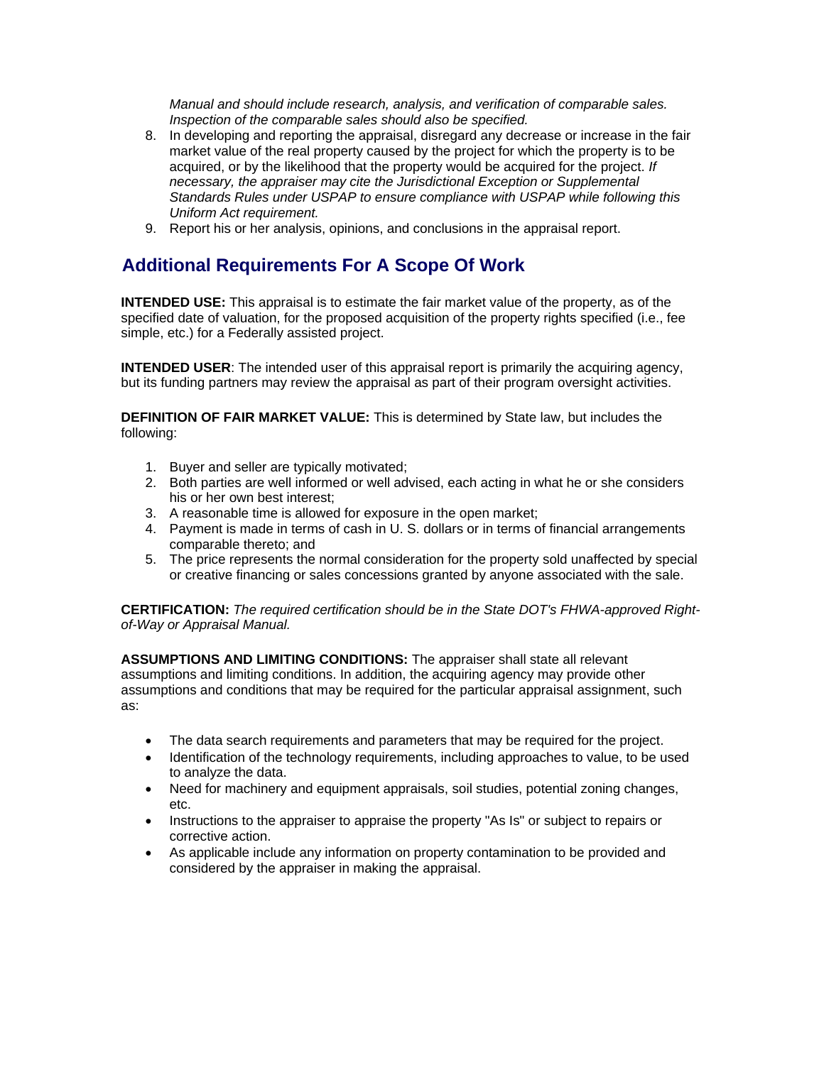*Manual and should include research, analysis, and verification of comparable sales. Inspection of the comparable sales should also be specified.*

8. In developing and reporting the appraisal, disregard any decrease or increase in the fair market value of the real property caused by the project for which the property is to be acquired, or by the likelihood that the property would be acquired for the project. *If necessary, the appraiser may cite the Jurisdictional Exception or Supplemental Standards Rules under USPAP to ensure compliance with USPAP while following this Uniform Act requirement.*
9. Report his or her analysis, opinions, and conclusions in the appraisal report.

## Additional Requirements For A Scope Of Work

**INTENDED USE:** This appraisal is to estimate the fair market value of the property, as of the specified date of valuation, for the proposed acquisition of the property rights specified (i.e., fee simple, etc.) for a Federally assisted project.

**INTENDED USER**: The intended user of this appraisal report is primarily the acquiring agency, but its funding partners may review the appraisal as part of their program oversight activities.

**DEFINITION OF FAIR MARKET VALUE:** This is determined by State law, but includes the following:

1. Buyer and seller are typically motivated;
2. Both parties are well informed or well advised, each acting in what he or she considers his or her own best interest;
3. A reasonable time is allowed for exposure in the open market;
4. Payment is made in terms of cash in U. S. dollars or in terms of financial arrangements comparable thereto; and
5. The price represents the normal consideration for the property sold unaffected by special or creative financing or sales concessions granted by anyone associated with the sale.

**CERTIFICATION:** *The required certification should be in the State DOT's FHWA-approved Right-of-Way or Appraisal Manual.*

**ASSUMPTIONS AND LIMITING CONDITIONS:** The appraiser shall state all relevant assumptions and limiting conditions. In addition, the acquiring agency may provide other assumptions and conditions that may be required for the particular appraisal assignment, such as:

- The data search requirements and parameters that may be required for the project.
- Identification of the technology requirements, including approaches to value, to be used to analyze the data.
- Need for machinery and equipment appraisals, soil studies, potential zoning changes, etc.
- Instructions to the appraiser to appraise the property "As Is" or subject to repairs or corrective action.
- As applicable include any information on property contamination to be provided and considered by the appraiser in making the appraisal.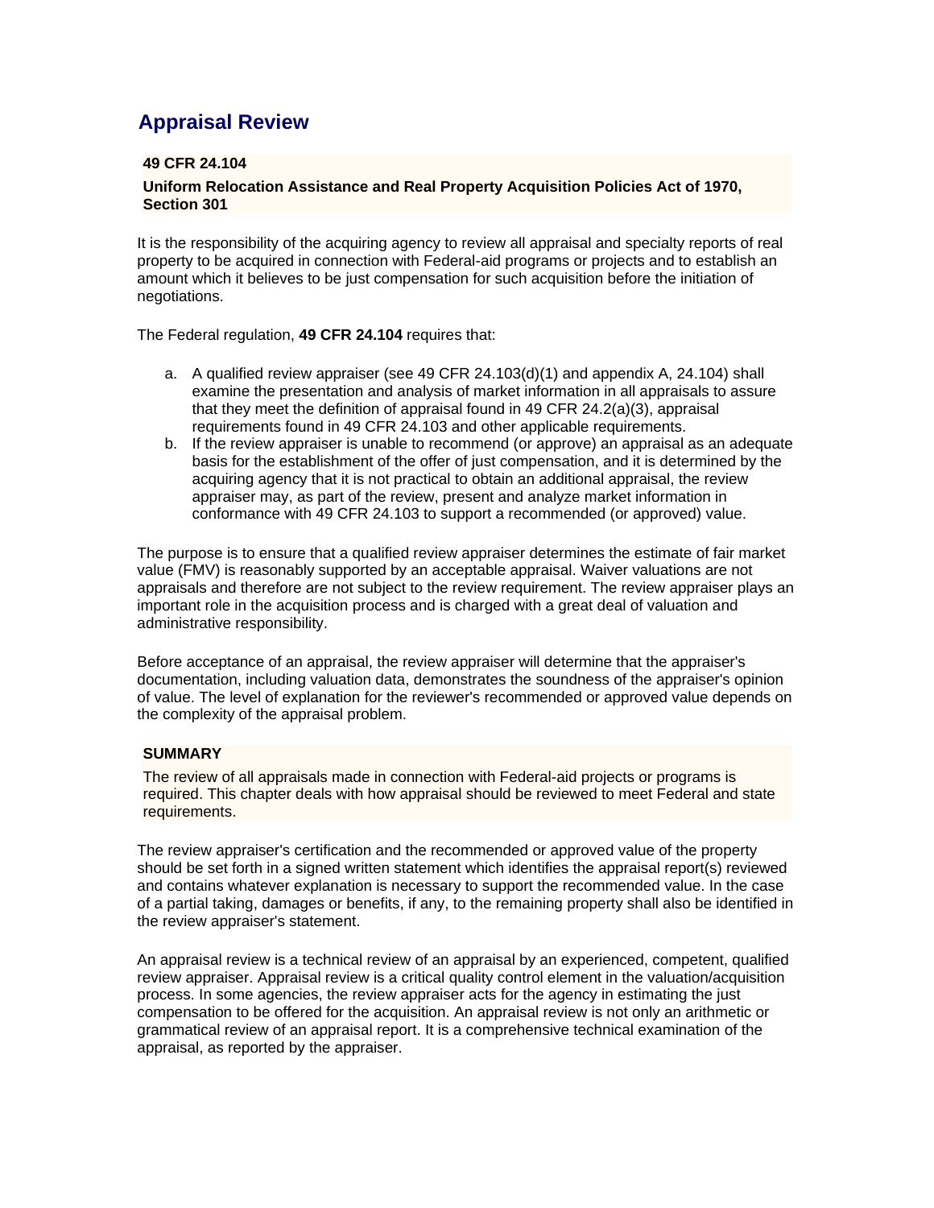## Appraisal Review

**49 CFR 24.104**

**Uniform Relocation Assistance and Real Property Acquisition Policies Act of 1970, Section 301**

It is the responsibility of the acquiring agency to review all appraisal and specialty reports of real property to be acquired in connection with Federal-aid programs or projects and to establish an amount which it believes to be just compensation for such acquisition before the initiation of negotiations.

The Federal regulation, **49 CFR 24.104** requires that:

a. A qualified review appraiser (see 49 CFR 24.103(d)(1) and appendix A, 24.104) shall examine the presentation and analysis of market information in all appraisals to assure that they meet the definition of appraisal found in 49 CFR 24.2(a)(3), appraisal requirements found in 49 CFR 24.103 and other applicable requirements.
b. If the review appraiser is unable to recommend (or approve) an appraisal as an adequate basis for the establishment of the offer of just compensation, and it is determined by the acquiring agency that it is not practical to obtain an additional appraisal, the review appraiser may, as part of the review, present and analyze market information in conformance with 49 CFR 24.103 to support a recommended (or approved) value.

The purpose is to ensure that a qualified review appraiser determines the estimate of fair market value (FMV) is reasonably supported by an acceptable appraisal. Waiver valuations are not appraisals and therefore are not subject to the review requirement. The review appraiser plays an important role in the acquisition process and is charged with a great deal of valuation and administrative responsibility.

Before acceptance of an appraisal, the review appraiser will determine that the appraiser's documentation, including valuation data, demonstrates the soundness of the appraiser's opinion of value. The level of explanation for the reviewer's recommended or approved value depends on the complexity of the appraisal problem.

**SUMMARY**

The review of all appraisals made in connection with Federal-aid projects or programs is required. This chapter deals with how appraisal should be reviewed to meet Federal and state requirements.

The review appraiser's certification and the recommended or approved value of the property should be set forth in a signed written statement which identifies the appraisal report(s) reviewed and contains whatever explanation is necessary to support the recommended value. In the case of a partial taking, damages or benefits, if any, to the remaining property shall also be identified in the review appraiser's statement.

An appraisal review is a technical review of an appraisal by an experienced, competent, qualified review appraiser. Appraisal review is a critical quality control element in the valuation/acquisition process. In some agencies, the review appraiser acts for the agency in estimating the just compensation to be offered for the acquisition. An appraisal review is not only an arithmetic or grammatical review of an appraisal report. It is a comprehensive technical examination of the appraisal, as reported by the appraiser.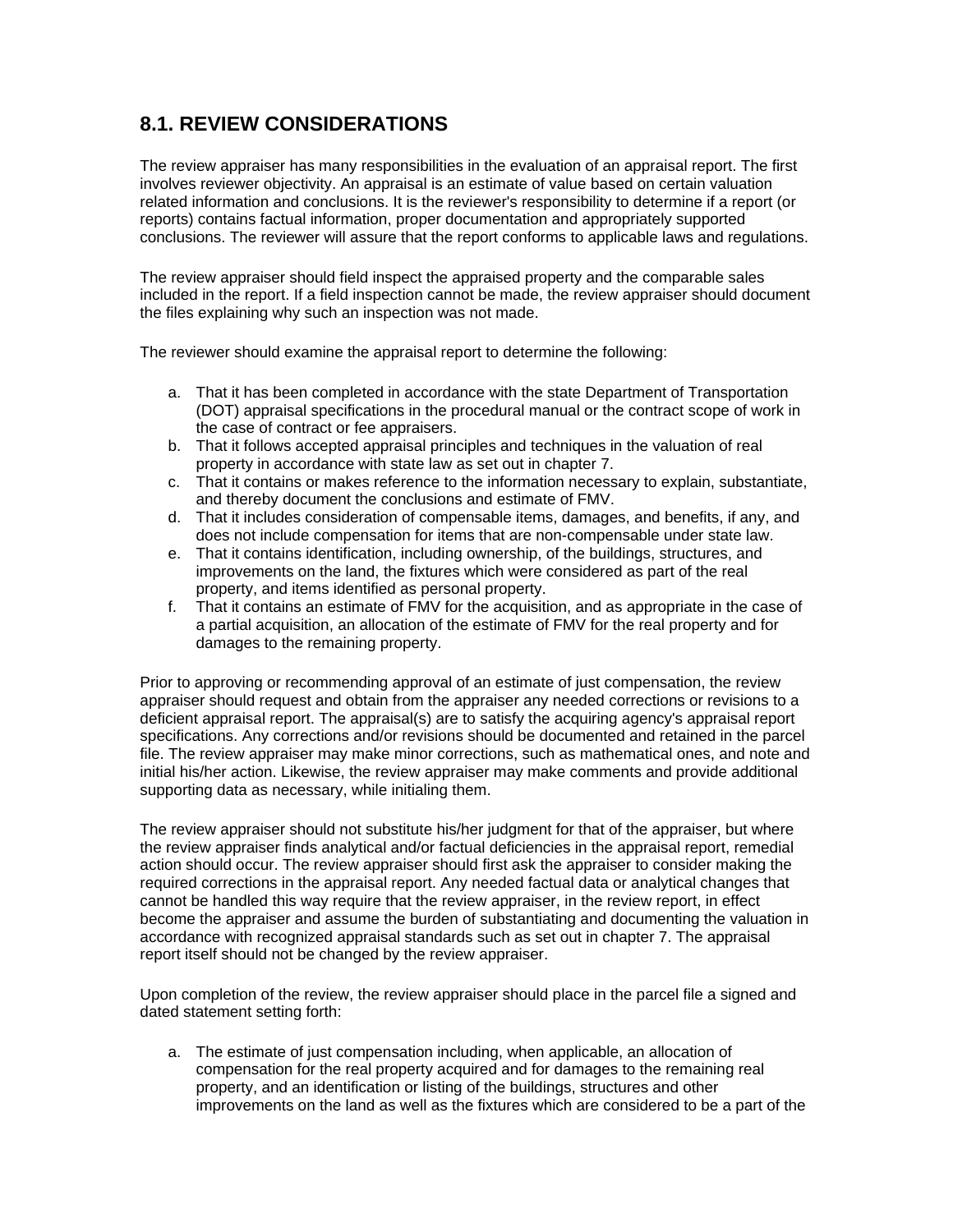## 8.1. REVIEW CONSIDERATIONS

The review appraiser has many responsibilities in the evaluation of an appraisal report. The first involves reviewer objectivity. An appraisal is an estimate of value based on certain valuation related information and conclusions. It is the reviewer's responsibility to determine if a report (or reports) contains factual information, proper documentation and appropriately supported conclusions. The reviewer will assure that the report conforms to applicable laws and regulations.

The review appraiser should field inspect the appraised property and the comparable sales included in the report. If a field inspection cannot be made, the review appraiser should document the files explaining why such an inspection was not made.

The reviewer should examine the appraisal report to determine the following:

a. That it has been completed in accordance with the state Department of Transportation (DOT) appraisal specifications in the procedural manual or the contract scope of work in the case of contract or fee appraisers.
b. That it follows accepted appraisal principles and techniques in the valuation of real property in accordance with state law as set out in chapter 7.
c. That it contains or makes reference to the information necessary to explain, substantiate, and thereby document the conclusions and estimate of FMV.
d. That it includes consideration of compensable items, damages, and benefits, if any, and does not include compensation for items that are non-compensable under state law.
e. That it contains identification, including ownership, of the buildings, structures, and improvements on the land, the fixtures which were considered as part of the real property, and items identified as personal property.
f. That it contains an estimate of FMV for the acquisition, and as appropriate in the case of a partial acquisition, an allocation of the estimate of FMV for the real property and for damages to the remaining property.

Prior to approving or recommending approval of an estimate of just compensation, the review appraiser should request and obtain from the appraiser any needed corrections or revisions to a deficient appraisal report. The appraisal(s) are to satisfy the acquiring agency's appraisal report specifications. Any corrections and/or revisions should be documented and retained in the parcel file. The review appraiser may make minor corrections, such as mathematical ones, and note and initial his/her action. Likewise, the review appraiser may make comments and provide additional supporting data as necessary, while initialing them.

The review appraiser should not substitute his/her judgment for that of the appraiser, but where the review appraiser finds analytical and/or factual deficiencies in the appraisal report, remedial action should occur. The review appraiser should first ask the appraiser to consider making the required corrections in the appraisal report. Any needed factual data or analytical changes that cannot be handled this way require that the review appraiser, in the review report, in effect become the appraiser and assume the burden of substantiating and documenting the valuation in accordance with recognized appraisal standards such as set out in chapter 7. The appraisal report itself should not be changed by the review appraiser.

Upon completion of the review, the review appraiser should place in the parcel file a signed and dated statement setting forth:

a. The estimate of just compensation including, when applicable, an allocation of compensation for the real property acquired and for damages to the remaining real property, and an identification or listing of the buildings, structures and other improvements on the land as well as the fixtures which are considered to be a part of the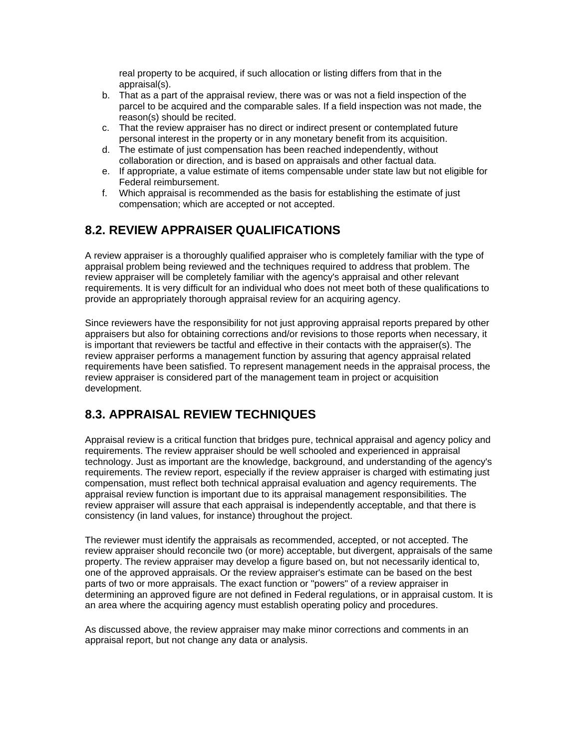real property to be acquired, if such allocation or listing differs from that in the appraisal(s).

b. That as a part of the appraisal review, there was or was not a field inspection of the parcel to be acquired and the comparable sales. If a field inspection was not made, the reason(s) should be recited.
c. That the review appraiser has no direct or indirect present or contemplated future personal interest in the property or in any monetary benefit from its acquisition.
d. The estimate of just compensation has been reached independently, without collaboration or direction, and is based on appraisals and other factual data.
e. If appropriate, a value estimate of items compensable under state law but not eligible for Federal reimbursement.
f. Which appraisal is recommended as the basis for establishing the estimate of just compensation; which are accepted or not accepted.

## 8.2. REVIEW APPRAISER QUALIFICATIONS

A review appraiser is a thoroughly qualified appraiser who is completely familiar with the type of appraisal problem being reviewed and the techniques required to address that problem. The review appraiser will be completely familiar with the agency's appraisal and other relevant requirements. It is very difficult for an individual who does not meet both of these qualifications to provide an appropriately thorough appraisal review for an acquiring agency.

Since reviewers have the responsibility for not just approving appraisal reports prepared by other appraisers but also for obtaining corrections and/or revisions to those reports when necessary, it is important that reviewers be tactful and effective in their contacts with the appraiser(s). The review appraiser performs a management function by assuring that agency appraisal related requirements have been satisfied. To represent management needs in the appraisal process, the review appraiser is considered part of the management team in project or acquisition development.

## 8.3. APPRAISAL REVIEW TECHNIQUES

Appraisal review is a critical function that bridges pure, technical appraisal and agency policy and requirements. The review appraiser should be well schooled and experienced in appraisal technology. Just as important are the knowledge, background, and understanding of the agency's requirements. The review report, especially if the review appraiser is charged with estimating just compensation, must reflect both technical appraisal evaluation and agency requirements. The appraisal review function is important due to its appraisal management responsibilities. The review appraiser will assure that each appraisal is independently acceptable, and that there is consistency (in land values, for instance) throughout the project.

The reviewer must identify the appraisals as recommended, accepted, or not accepted. The review appraiser should reconcile two (or more) acceptable, but divergent, appraisals of the same property. The review appraiser may develop a figure based on, but not necessarily identical to, one of the approved appraisals. Or the review appraiser's estimate can be based on the best parts of two or more appraisals. The exact function or "powers" of a review appraiser in determining an approved figure are not defined in Federal regulations, or in appraisal custom. It is an area where the acquiring agency must establish operating policy and procedures.

As discussed above, the review appraiser may make minor corrections and comments in an appraisal report, but not change any data or analysis.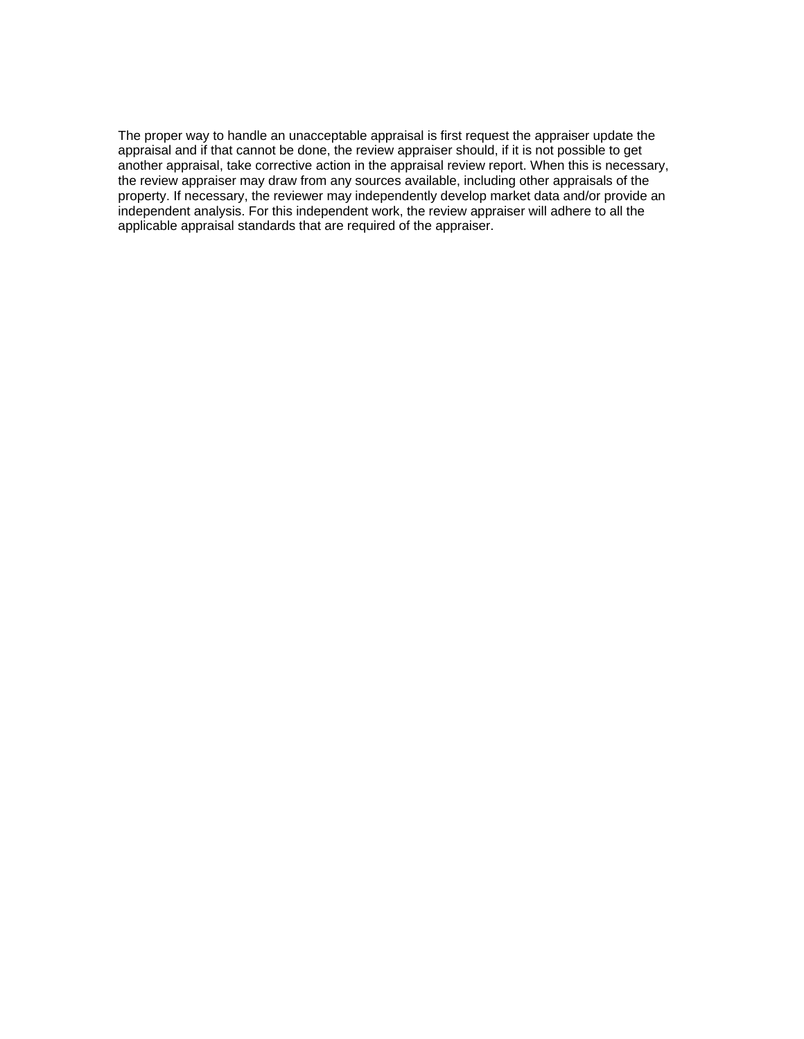The proper way to handle an unacceptable appraisal is first request the appraiser update the appraisal and if that cannot be done, the review appraiser should, if it is not possible to get another appraisal, take corrective action in the appraisal review report. When this is necessary, the review appraiser may draw from any sources available, including other appraisals of the property. If necessary, the reviewer may independently develop market data and/or provide an independent analysis. For this independent work, the review appraiser will adhere to all the applicable appraisal standards that are required of the appraiser.